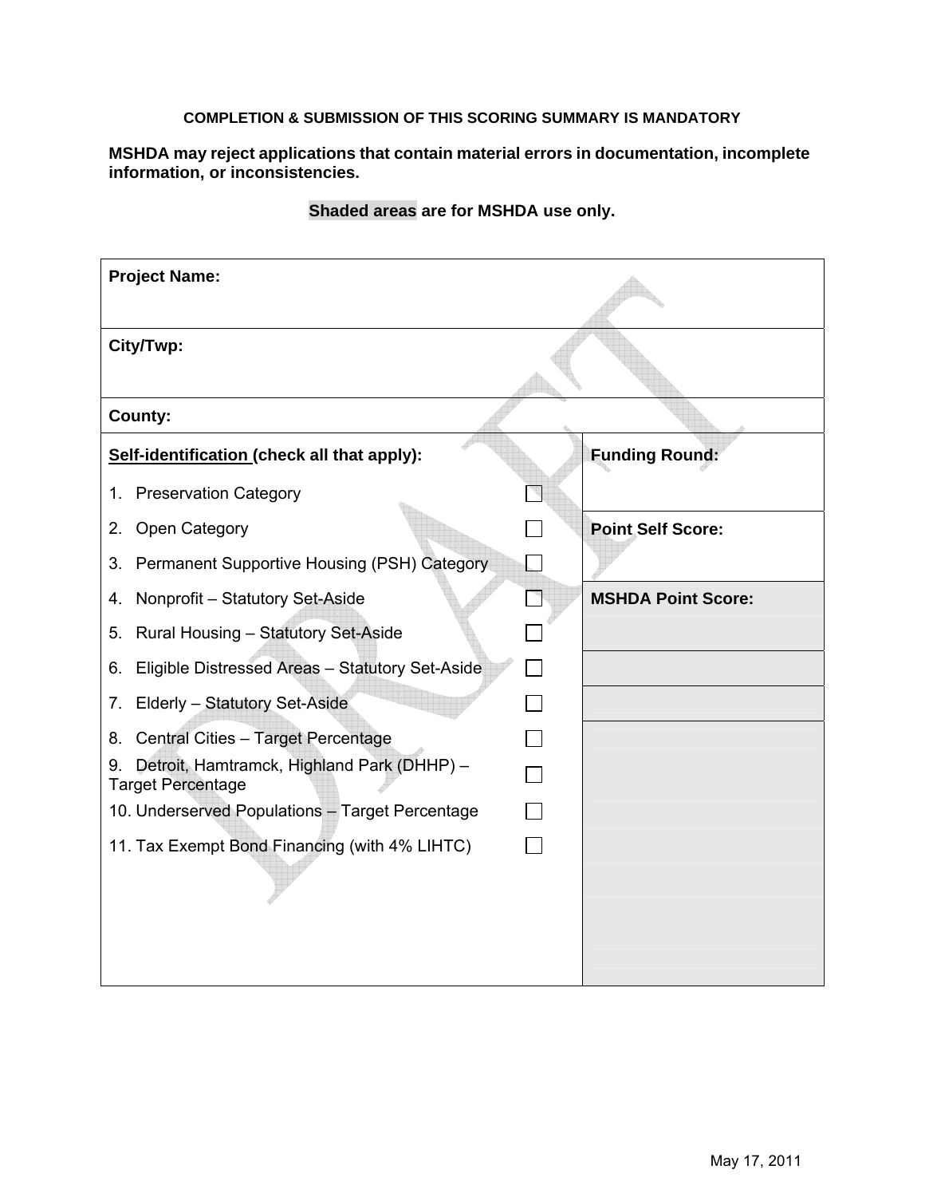**COMPLETION & SUBMISSION OF THIS SCORING SUMMARY IS MANDATORY**

**MSHDA may reject applications that contain material errors in documentation, incomplete information, or inconsistencies.**

**Shaded areas are for MSHDA use only.**

| **Project Name:** | | |
|---|---|---|
| **City/Twp:** | | |
| **County:** | | |
| **Self-identification (check all that apply):** | | **Funding Round:** |
| 1. Preservation Category | ☐ | |
| 2. Open Category | ☐ | **Point Self Score:** |
| 3. Permanent Supportive Housing (PSH) Category | ☐ | |
| 4. Nonprofit – Statutory Set-Aside | ☐ | **MSHDA Point Score:** |
| 5. Rural Housing – Statutory Set-Aside | ☐ | |
| 6. Eligible Distressed Areas – Statutory Set-Aside | ☐ | |
| 7. Elderly – Statutory Set-Aside | ☐ | |
| 8. Central Cities – Target Percentage | ☐ | |
| 9. Detroit, Hamtramck, Highland Park (DHHP) – Target Percentage | ☐ | |
| 10. Underserved Populations – Target Percentage | ☐ | |
| 11. Tax Exempt Bond Financing (with 4% LIHTC) | ☐ | |

May 17, 2011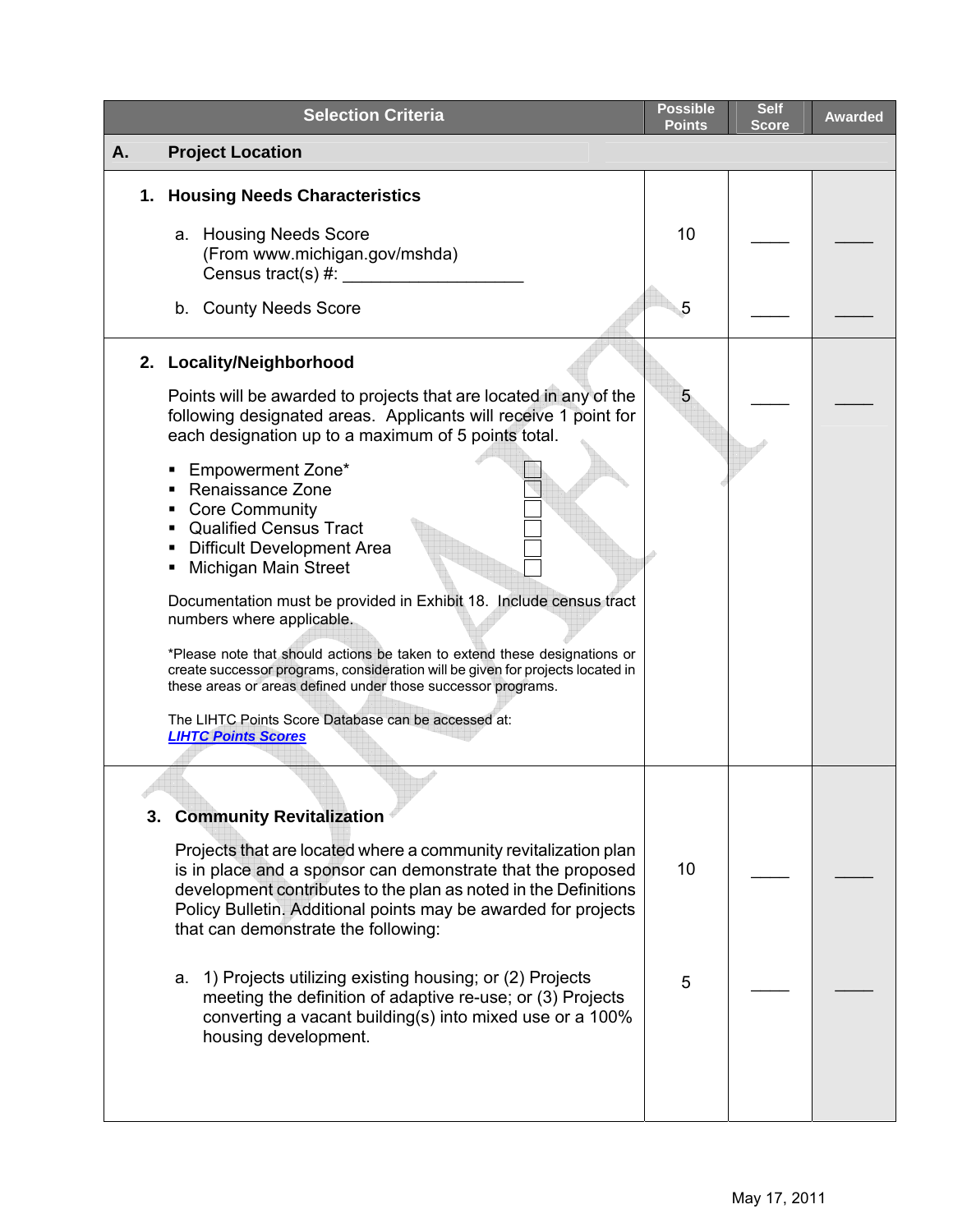| Selection Criteria | Possible Points | Self Score | Awarded |
|---|---|---|---|
| **A. Project Location** | | | |
| **1. Housing Needs Characteristics** | | | |
| a. Housing Needs Score (From www.michigan.gov/mshda) Census tract(s) #: ___________________ | 10 | ____ | ____ |
| b. County Needs Score | 5 | ____ | ____ |
| **2. Locality/Neighborhood**<br><br>Points will be awarded to projects that are located in any of the following designated areas. Applicants will receive 1 point for each designation up to a maximum of 5 points total.<br><br>▪ Empowerment Zone* ☐<br>▪ Renaissance Zone ☐<br>▪ Core Community ☐<br>▪ Qualified Census Tract ☐<br>▪ Difficult Development Area ☐<br>▪ Michigan Main Street ☐<br><br>Documentation must be provided in Exhibit 18. Include census tract numbers where applicable.<br><br>*Please note that should actions be taken to extend these designations or create successor programs, consideration will be given for projects located in these areas or areas defined under those successor programs.<br><br>The LIHTC Points Score Database can be accessed at: ***LIHTC Points Scores*** | 5 | ____ | ____ |
| **3. Community Revitalization**<br><br>Projects that are located where a community revitalization plan is in place and a sponsor can demonstrate that the proposed development contributes to the plan as noted in the Definitions Policy Bulletin. Additional points may be awarded for projects that can demonstrate the following: | 10 | ____ | ____ |
| a. 1) Projects utilizing existing housing; or (2) Projects meeting the definition of adaptive re-use; or (3) Projects converting a vacant building(s) into mixed use or a 100% housing development. | 5 | ____ | ____ |

May 17, 2011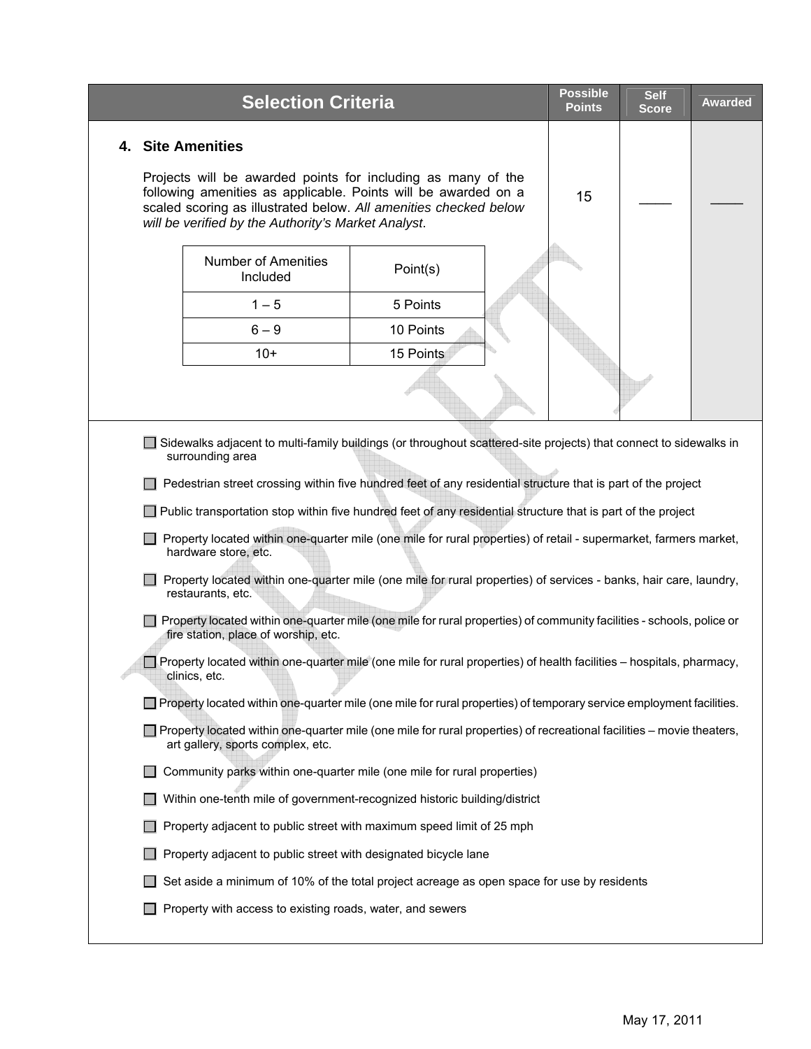| Selection Criteria | Possible Points | Self Score | Awarded |
|---|---|---|---|
| **4. Site Amenities**<br><br>Projects will be awarded points for including as many of the following amenities as applicable. Points will be awarded on a scaled scoring as illustrated below. *All amenities checked below will be verified by the Authority's Market Analyst*. | 15 | ____ | ____ |

| Number of Amenities Included | Point(s) |
|---|---|
| 1 – 5 | 5 Points |
| 6 – 9 | 10 Points |
| 10+ | 15 Points |

- ☐ Sidewalks adjacent to multi-family buildings (or throughout scattered-site projects) that connect to sidewalks in surrounding area
- ☐ Pedestrian street crossing within five hundred feet of any residential structure that is part of the project
- ☐ Public transportation stop within five hundred feet of any residential structure that is part of the project
- ☐ Property located within one-quarter mile (one mile for rural properties) of retail - supermarket, farmers market, hardware store, etc.
- ☐ Property located within one-quarter mile (one mile for rural properties) of services - banks, hair care, laundry, restaurants, etc.
- ☐ Property located within one-quarter mile (one mile for rural properties) of community facilities - schools, police or fire station, place of worship, etc.
- ☐ Property located within one-quarter mile (one mile for rural properties) of health facilities – hospitals, pharmacy, clinics, etc.
- ☐ Property located within one-quarter mile (one mile for rural properties) of temporary service employment facilities.
- ☐ Property located within one-quarter mile (one mile for rural properties) of recreational facilities – movie theaters, art gallery, sports complex, etc.
- ☐ Community parks within one-quarter mile (one mile for rural properties)
- ☐ Within one-tenth mile of government-recognized historic building/district
- ☐ Property adjacent to public street with maximum speed limit of 25 mph
- ☐ Property adjacent to public street with designated bicycle lane
- ☐ Set aside a minimum of 10% of the total project acreage as open space for use by residents
- ☐ Property with access to existing roads, water, and sewers

May 17, 2011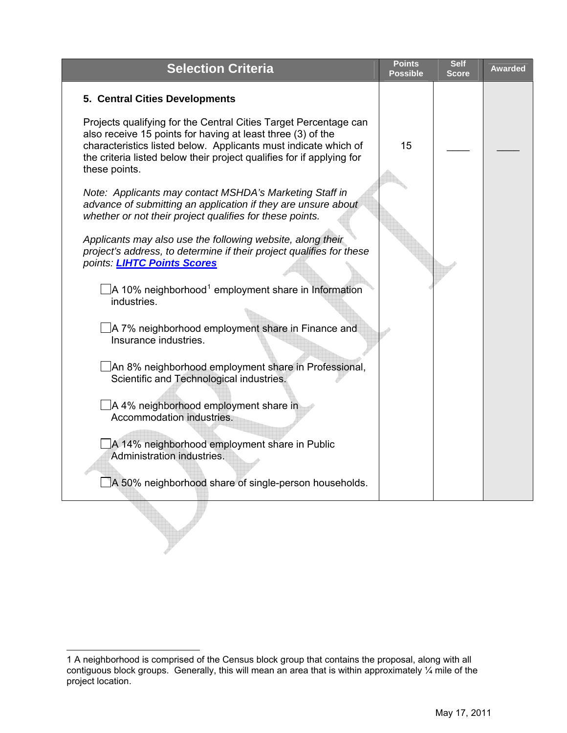| Selection Criteria | Points Possible | Self Score | Awarded |
|---|---|---|---|
| **5. Central Cities Developments**<br><br>Projects qualifying for the Central Cities Target Percentage can also receive 15 points for having at least three (3) of the characteristics listed below. Applicants must indicate which of the criteria listed below their project qualifies for if applying for these points.<br><br>*Note: Applicants may contact MSHDA's Marketing Staff in advance of submitting an application if they are unsure about whether or not their project qualifies for these points.*<br><br>*Applicants may also use the following website, along their project's address, to determine if their project qualifies for these points:* ***LIHTC Points Scores***<br><br>☐ A 10% neighborhood[1] employment share in Information industries.<br><br>☐ A 7% neighborhood employment share in Finance and Insurance industries.<br><br>☐ An 8% neighborhood employment share in Professional, Scientific and Technological industries.<br><br>☐ A 4% neighborhood employment share in Accommodation industries.<br><br>☐ A 14% neighborhood employment share in Public Administration industries.<br><br>☐ A 50% neighborhood share of single-person households. | 15 | ____ | ____ |

1 A neighborhood is comprised of the Census block group that contains the proposal, along with all contiguous block groups. Generally, this will mean an area that is within approximately ¼ mile of the project location.

May 17, 2011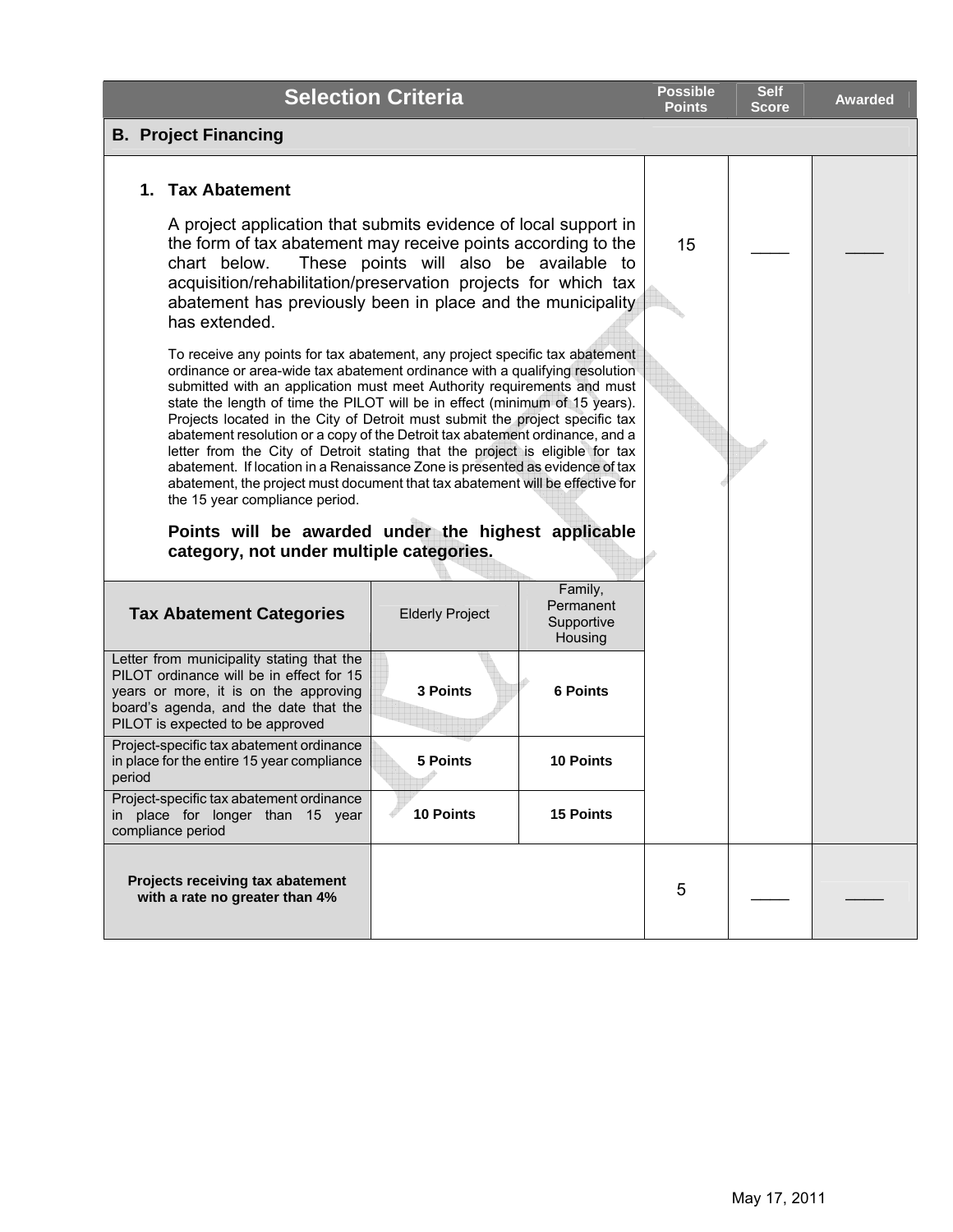| Selection Criteria | Possible Points | Self Score | Awarded |
|---|---|---|---|
| **B. Project Financing** | | | |

**1. Tax Abatement** — Possible Points: 15 | Self Score: ____ | Awarded: ____

A project application that submits evidence of local support in the form of tax abatement may receive points according to the chart below. These points will also be available to acquisition/rehabilitation/preservation projects for which tax abatement has previously been in place and the municipality has extended.

To receive any points for tax abatement, any project specific tax abatement ordinance or area-wide tax abatement ordinance with a qualifying resolution submitted with an application must meet Authority requirements and must state the length of time the PILOT will be in effect (minimum of 15 years). Projects located in the City of Detroit must submit the project specific tax abatement resolution or a copy of the Detroit tax abatement ordinance, and a letter from the City of Detroit stating that the project is eligible for tax abatement. If location in a Renaissance Zone is presented as evidence of tax abatement, the project must document that tax abatement will be effective for the 15 year compliance period.

**Points will be awarded under the highest applicable category, not under multiple categories.**

| Tax Abatement Categories | Elderly Project | Family, Permanent Supportive Housing |
|---|---|---|
| Letter from municipality stating that the PILOT ordinance will be in effect for 15 years or more, it is on the approving board's agenda, and the date that the PILOT is expected to be approved | **3 Points** | **6 Points** |
| Project-specific tax abatement ordinance in place for the entire 15 year compliance period | **5 Points** | **10 Points** |
| Project-specific tax abatement ordinance in place for longer than 15 year compliance period | **10 Points** | **15 Points** |

| | Possible Points | Self Score | Awarded |
|---|---|---|---|
| **Projects receiving tax abatement with a rate no greater than 4%** | 5 | ____ | ____ |

May 17, 2011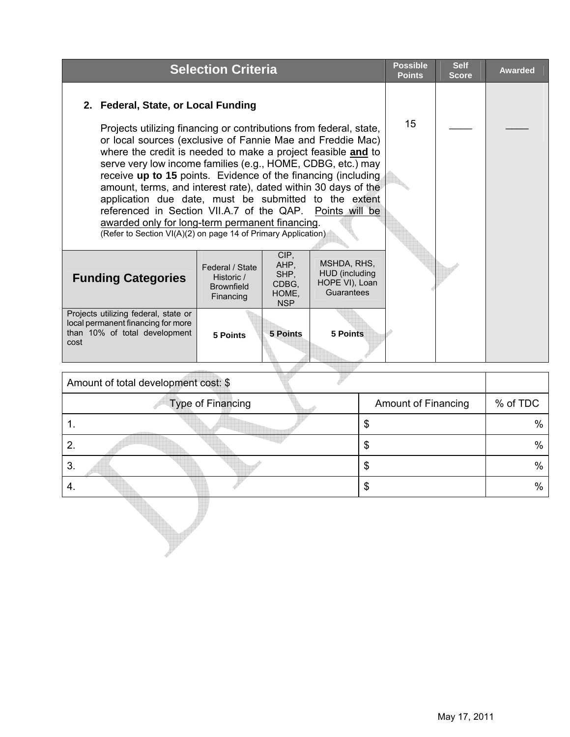| Selection Criteria | | | | Possible Points | Self Score | Awarded |
|---|---|---|---|---|---|---|
| **2. Federal, State, or Local Funding**<br><br>Projects utilizing financing or contributions from federal, state, or local sources (exclusive of Fannie Mae and Freddie Mac) where the credit is needed to make a project feasible **and** to serve very low income families (e.g., HOME, CDBG, etc.) may receive **up to 15** points. Evidence of the financing (including amount, terms, and interest rate), dated within 30 days of the application due date, must be submitted to the extent referenced in Section VII.A.7 of the QAP. Points will be awarded only for long-term permanent financing.<br>(Refer to Section VI(A)(2) on page 14 of Primary Application) | | | | 15 | ____ | ____ |
| **Funding Categories** | Federal / State Historic / Brownfield Financing | CIP, AHP, SHP, CDBG, HOME, NSP | MSHDA, RHS, HUD (including HOPE VI), Loan Guarantees | | | |
| Projects utilizing federal, state or local permanent financing for more than 10% of total development cost | **5 Points** | **5 Points** | **5 Points** | | | |

| Amount of total development cost: $ | | |
|---|---|---|
| Type of Financing | Amount of Financing | % of TDC |
| 1. | $ | % |
| 2. | $ | % |
| 3. | $ | % |
| 4. | $ | % |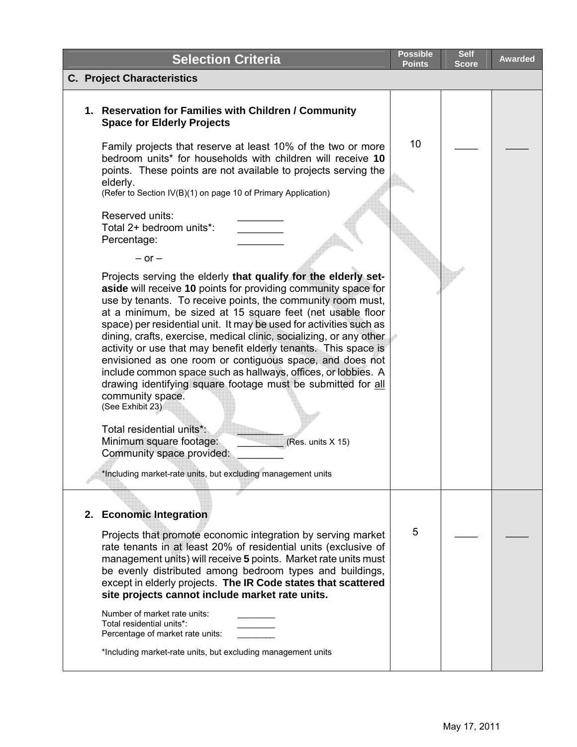| Selection Criteria | Possible Points | Self Score | Awarded |
|---|---|---|---|
| **C. Project Characteristics** | | | |
| **1. Reservation for Families with Children / Community Space for Elderly Projects**<br><br>Family projects that reserve at least 10% of the two or more bedroom units* for households with children will receive **10** points. These points are not available to projects serving the elderly.<br>(Refer to Section IV(B)(1) on page 10 of Primary Application)<br><br>Reserved units: ________<br>Total 2+ bedroom units*: ________<br>Percentage: ________<br><br>– or –<br><br>Projects serving the elderly **that qualify for the elderly set-aside** will receive **10** points for providing community space for use by tenants. To receive points, the community room must, at a minimum, be sized at 15 square feet (net usable floor space) per residential unit. It may be used for activities such as dining, crafts, exercise, medical clinic, socializing, or any other activity or use that may benefit elderly tenants. This space is envisioned as one room or contiguous space, and does not include common space such as hallways, offices, or lobbies. A drawing identifying square footage must be submitted for <u>all</u> community space.<br>(See Exhibit 23)<br><br>Total residential units*: ________<br>Minimum square footage: ________ (Res. units X 15)<br>Community space provided: ________<br><br>*Including market-rate units, but excluding management units | 10 | ____ | ____ |
| **2. Economic Integration**<br><br>Projects that promote economic integration by serving market rate tenants in at least 20% of residential units (exclusive of management units) will receive **5** points. Market rate units must be evenly distributed among bedroom types and buildings, except in elderly projects. **The IR Code states that scattered site projects cannot include market rate units.**<br><br>Number of market rate units: ________<br>Total residential units*: ________<br>Percentage of market rate units: ________<br><br>*Including market-rate units, but excluding management units | 5 | ____ | ____ |

May 17, 2011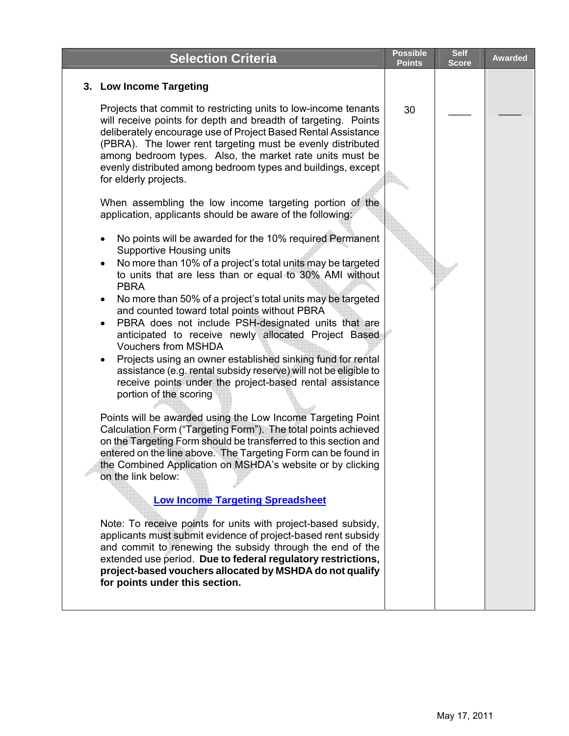| Selection Criteria | Possible Points | Self Score | Awarded |
|---|---|---|---|
| **3. Low Income Targeting**<br><br>Projects that commit to restricting units to low-income tenants will receive points for depth and breadth of targeting. Points deliberately encourage use of Project Based Rental Assistance (PBRA). The lower rent targeting must be evenly distributed among bedroom types. Also, the market rate units must be evenly distributed among bedroom types and buildings, except for elderly projects.<br><br>When assembling the low income targeting portion of the application, applicants should be aware of the following:<br><br>• No points will be awarded for the 10% required Permanent Supportive Housing units<br>• No more than 10% of a project's total units may be targeted to units that are less than or equal to 30% AMI without PBRA<br>• No more than 50% of a project's total units may be targeted and counted toward total points without PBRA<br>• PBRA does not include PSH-designated units that are anticipated to receive newly allocated Project Based Vouchers from MSHDA<br>• Projects using an owner established sinking fund for rental assistance (e.g. rental subsidy reserve) will not be eligible to receive points under the project-based rental assistance portion of the scoring<br><br>Points will be awarded using the Low Income Targeting Point Calculation Form ("Targeting Form"). The total points achieved on the Targeting Form should be transferred to this section and entered on the line above. The Targeting Form can be found in the Combined Application on MSHDA's website or by clicking on the link below:<br><br>Low Income Targeting Spreadsheet<br><br>Note: To receive points for units with project-based subsidy, applicants must submit evidence of project-based rent subsidy and commit to renewing the subsidy through the end of the extended use period. **Due to federal regulatory restrictions, project-based vouchers allocated by MSHDA do not qualify for points under this section.** | 30 | ____ | ____ |

May 17, 2011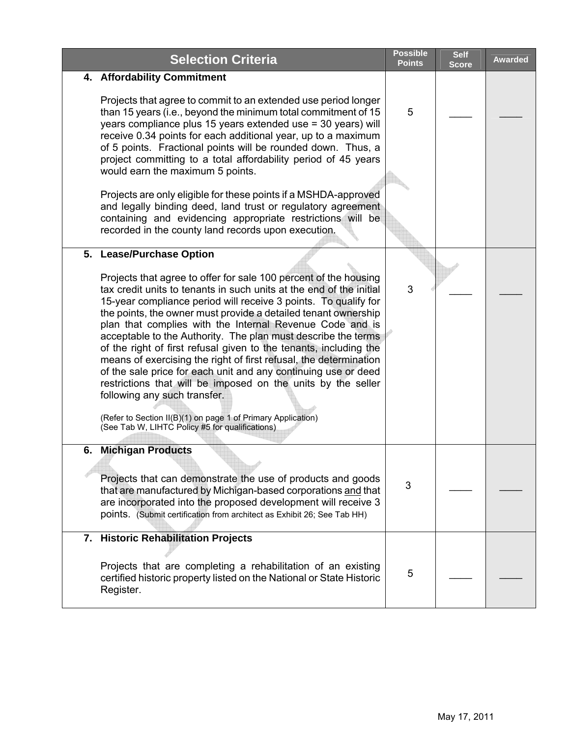| Selection Criteria | Possible Points | Self Score | Awarded |
|---|---|---|---|
| **4. Affordability Commitment**<br><br>Projects that agree to commit to an extended use period longer than 15 years (i.e., beyond the minimum total commitment of 15 years compliance plus 15 years extended use = 30 years) will receive 0.34 points for each additional year, up to a maximum of 5 points. Fractional points will be rounded down. Thus, a project committing to a total affordability period of 45 years would earn the maximum 5 points.<br><br>Projects are only eligible for these points if a MSHDA-approved and legally binding deed, land trust or regulatory agreement containing and evidencing appropriate restrictions will be recorded in the county land records upon execution. | 5 | ____ | ____ |
| **5. Lease/Purchase Option**<br><br>Projects that agree to offer for sale 100 percent of the housing tax credit units to tenants in such units at the end of the initial 15-year compliance period will receive 3 points. To qualify for the points, the owner must provide a detailed tenant ownership plan that complies with the Internal Revenue Code and is acceptable to the Authority. The plan must describe the terms of the right of first refusal given to the tenants, including the means of exercising the right of first refusal, the determination of the sale price for each unit and any continuing use or deed restrictions that will be imposed on the units by the seller following any such transfer.<br><br>(Refer to Section II(B)(1) on page 1 of Primary Application)<br>(See Tab W, LIHTC Policy #5 for qualifications) | 3 | ____ | ____ |
| **6. Michigan Products**<br><br>Projects that can demonstrate the use of products and goods that are manufactured by Michigan-based corporations <u>and</u> that are incorporated into the proposed development will receive 3 points. (Submit certification from architect as Exhibit 26; See Tab HH) | 3 | ____ | ____ |
| **7. Historic Rehabilitation Projects**<br><br>Projects that are completing a rehabilitation of an existing certified historic property listed on the National or State Historic Register. | 5 | ____ | ____ |

May 17, 2011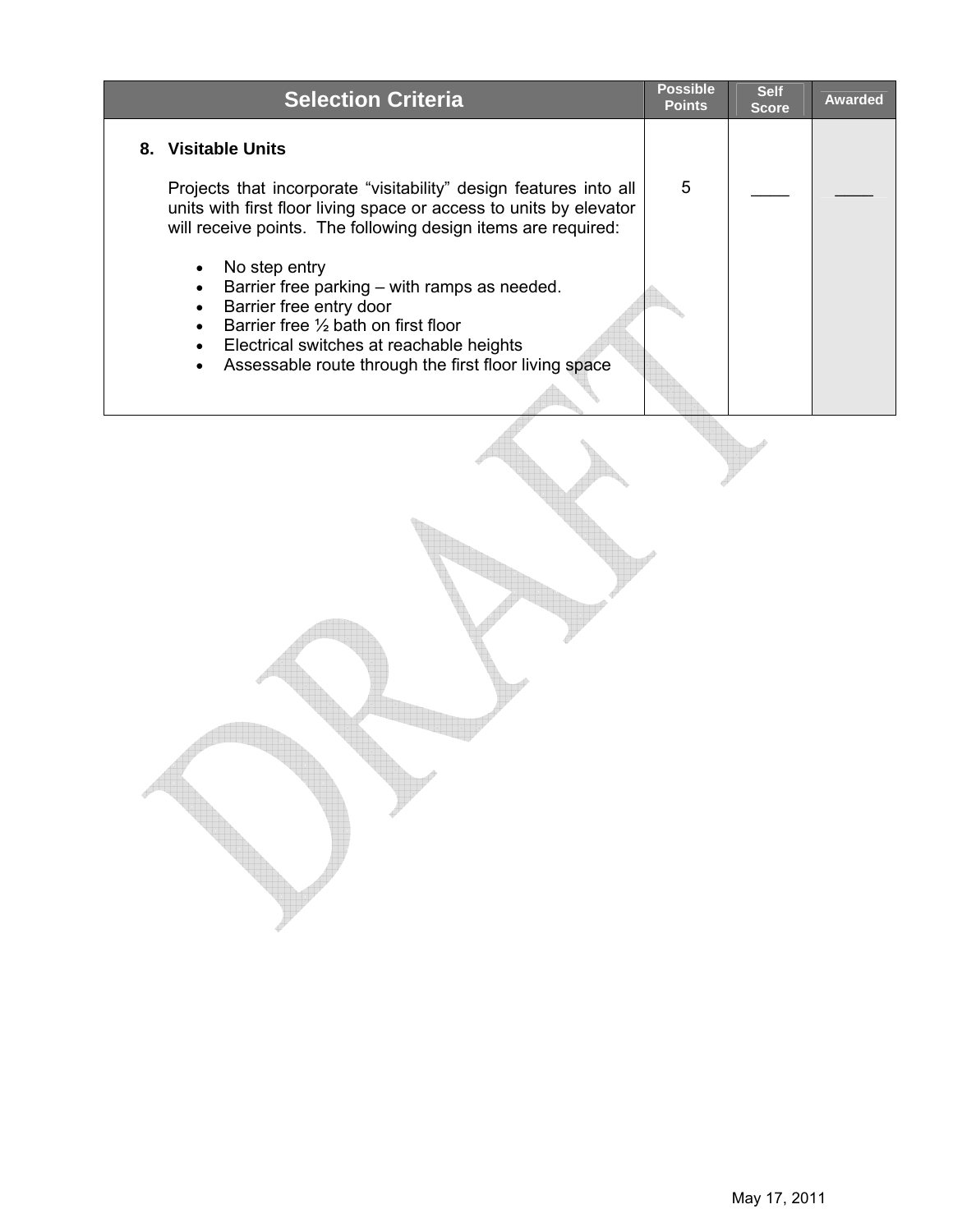| Selection Criteria | Possible Points | Self Score | Awarded |
|---|---|---|---|
| **8. Visitable Units**<br><br>Projects that incorporate "visitability" design features into all units with first floor living space or access to units by elevator will receive points. The following design items are required:<br><br>• No step entry<br>• Barrier free parking – with ramps as needed.<br>• Barrier free entry door<br>• Barrier free ½ bath on first floor<br>• Electrical switches at reachable heights<br>• Assessable route through the first floor living space | 5 | ____ | ____ |

May 17, 2011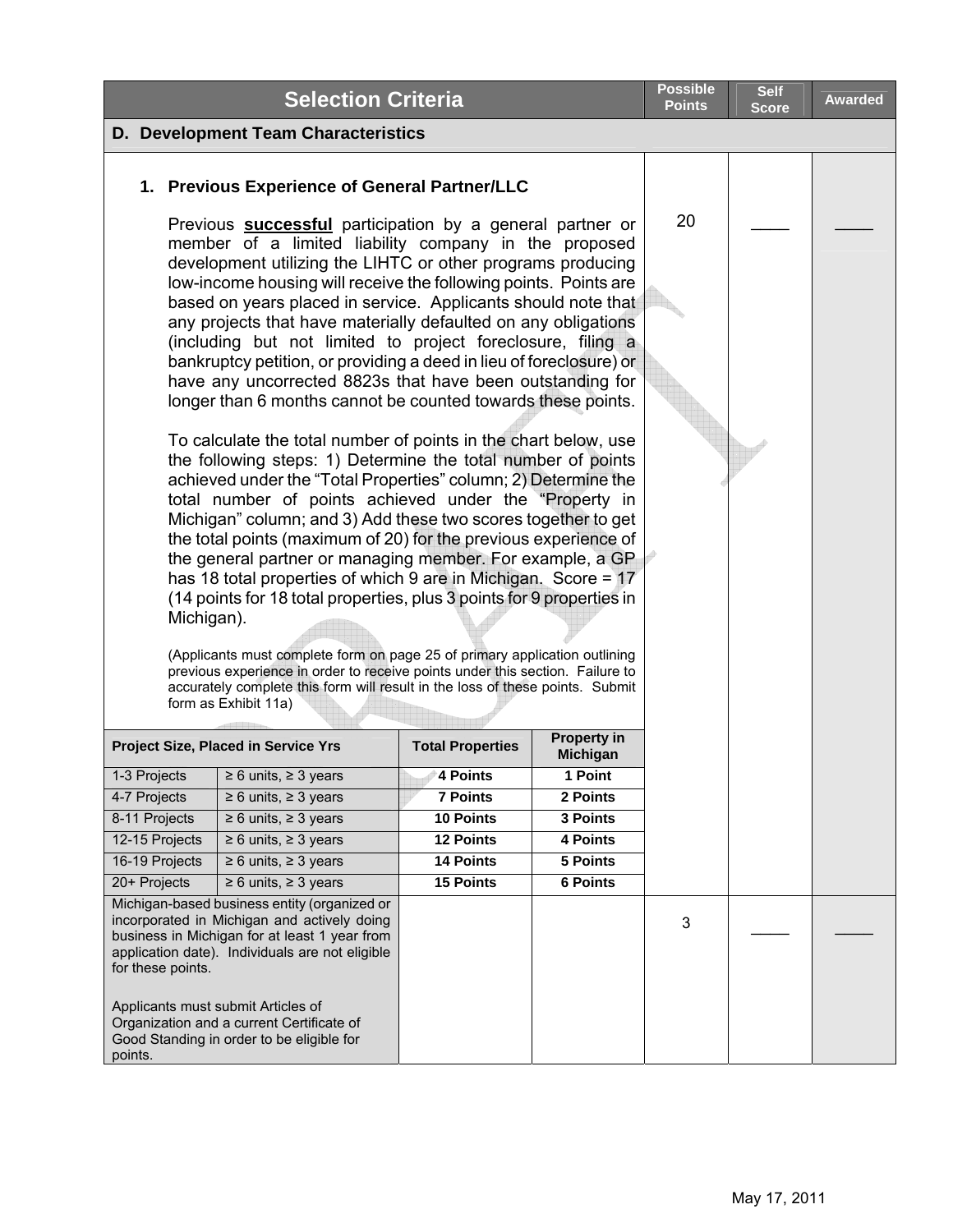| Selection Criteria | Possible Points | Self Score | Awarded |
|---|---|---|---|
| **D. Development Team Characteristics** | | | |

### 1. Previous Experience of General Partner/LLC

| Possible Points | Self Score | Awarded |
|---|---|---|
| 20 | ____ | ____ |

Previous **successful** participation by a general partner or member of a limited liability company in the proposed development utilizing the LIHTC or other programs producing low-income housing will receive the following points. Points are based on years placed in service. Applicants should note that any projects that have materially defaulted on any obligations (including but not limited to project foreclosure, filing a bankruptcy petition, or providing a deed in lieu of foreclosure) or have any uncorrected 8823s that have been outstanding for longer than 6 months cannot be counted towards these points.

To calculate the total number of points in the chart below, use the following steps: 1) Determine the total number of points achieved under the "Total Properties" column; 2) Determine the total number of points achieved under the "Property in Michigan" column; and 3) Add these two scores together to get the total points (maximum of 20) for the previous experience of the general partner or managing member. For example, a GP has 18 total properties of which 9 are in Michigan. Score = 17 (14 points for 18 total properties, plus 3 points for 9 properties in Michigan).

(Applicants must complete form on page 25 of primary application outlining previous experience in order to receive points under this section. Failure to accurately complete this form will result in the loss of these points. Submit form as Exhibit 11a)

| Project Size, Placed in Service Yrs | | Total Properties | Property in Michigan |
|---|---|---|---|
| 1-3 Projects | ≥ 6 units, ≥ 3 years | **4 Points** | **1 Point** |
| 4-7 Projects | ≥ 6 units, ≥ 3 years | **7 Points** | **2 Points** |
| 8-11 Projects | ≥ 6 units, ≥ 3 years | **10 Points** | **3 Points** |
| 12-15 Projects | ≥ 6 units, ≥ 3 years | **12 Points** | **4 Points** |
| 16-19 Projects | ≥ 6 units, ≥ 3 years | **14 Points** | **5 Points** |
| 20+ Projects | ≥ 6 units, ≥ 3 years | **15 Points** | **6 Points** |

| Criteria | Possible Points | Self Score | Awarded |
|---|---|---|---|
| Michigan-based business entity (organized or incorporated in Michigan and actively doing business in Michigan for at least 1 year from application date). Individuals are not eligible for these points.<br><br>Applicants must submit Articles of Organization and a current Certificate of Good Standing in order to be eligible for points. | 3 | ____ | ____ |

May 17, 2011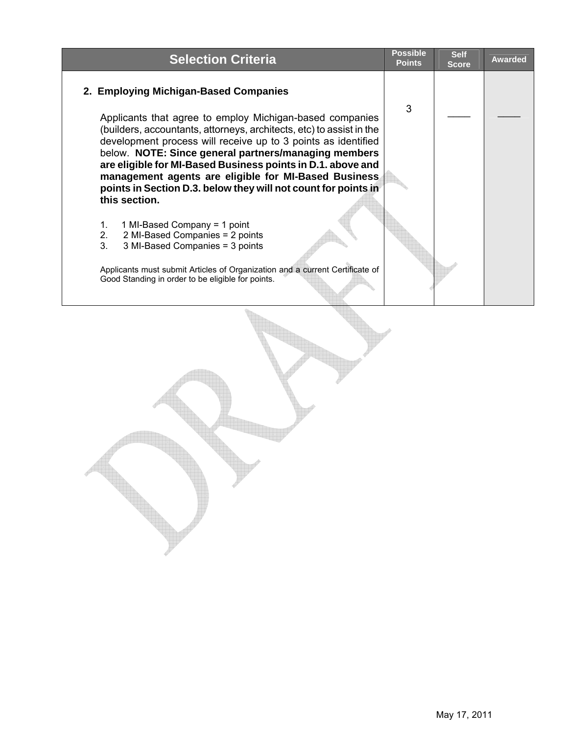| Selection Criteria | Possible Points | Self Score | Awarded |
|---|---|---|---|
| **2. Employing Michigan-Based Companies**<br><br>Applicants that agree to employ Michigan-based companies (builders, accountants, attorneys, architects, etc) to assist in the development process will receive up to 3 points as identified below. **NOTE: Since general partners/managing members are eligible for MI-Based Business points in D.1. above and management agents are eligible for MI-Based Business points in Section D.3. below they will not count for points in this section.**<br><br>1. 1 MI-Based Company = 1 point<br>2. 2 MI-Based Companies = 2 points<br>3. 3 MI-Based Companies = 3 points<br><br>Applicants must submit Articles of Organization and a current Certificate of Good Standing in order to be eligible for points. | 3 | \_\_\_\_ | \_\_\_\_ |

May 17, 2011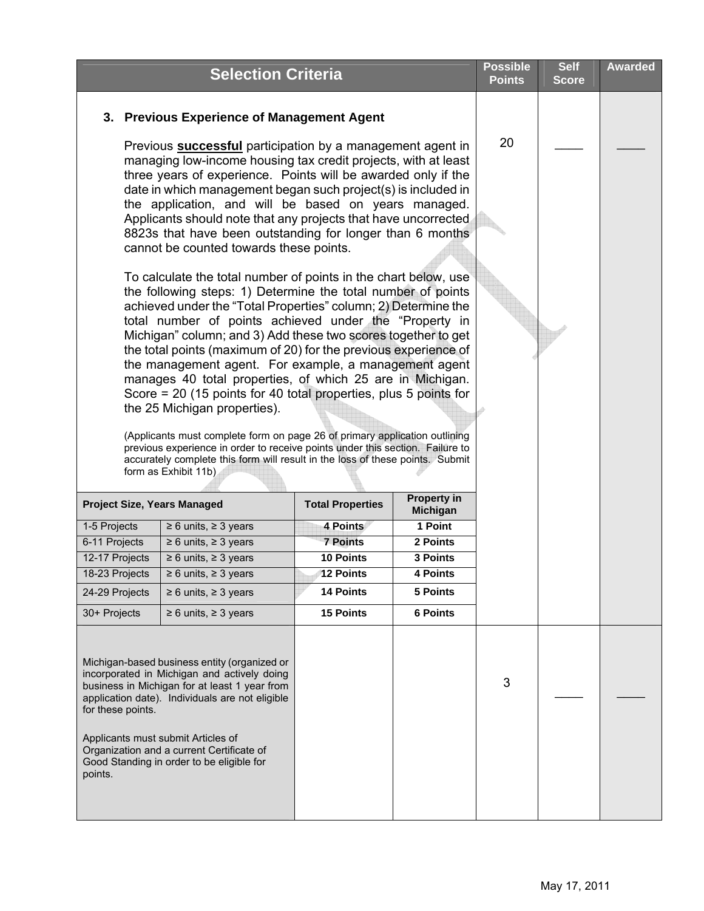| Selection Criteria | | | | Possible Points | Self Score | Awarded |
|---|---|---|---|---|---|---|
| **3. Previous Experience of Management Agent**<br><br>Previous **successful** participation by a management agent in managing low-income housing tax credit projects, with at least three years of experience. Points will be awarded only if the date in which management began such project(s) is included in the application, and will be based on years managed. Applicants should note that any projects that have uncorrected 8823s that have been outstanding for longer than 6 months cannot be counted towards these points.<br><br>To calculate the total number of points in the chart below, use the following steps: 1) Determine the total number of points achieved under the "Total Properties" column; 2) Determine the total number of points achieved under the "Property in Michigan" column; and 3) Add these two scores together to get the total points (maximum of 20) for the previous experience of the management agent. For example, a management agent manages 40 total properties, of which 25 are in Michigan. Score = 20 (15 points for 40 total properties, plus 5 points for the 25 Michigan properties).<br><br>(Applicants must complete form on page 26 of primary application outlining previous experience in order to receive points under this section. Failure to accurately complete this form will result in the loss of these points. Submit form as Exhibit 11b) | | | | 20 | ____ | ____ |
| **Project Size, Years Managed** | | **Total Properties** | **Property in Michigan** | | | |
| 1-5 Projects | ≥ 6 units, ≥ 3 years | **4 Points** | **1 Point** | | | |
| 6-11 Projects | ≥ 6 units, ≥ 3 years | **7 Points** | **2 Points** | | | |
| 12-17 Projects | ≥ 6 units, ≥ 3 years | **10 Points** | **3 Points** | | | |
| 18-23 Projects | ≥ 6 units, ≥ 3 years | **12 Points** | **4 Points** | | | |
| 24-29 Projects | ≥ 6 units, ≥ 3 years | **14 Points** | **5 Points** | | | |
| 30+ Projects | ≥ 6 units, ≥ 3 years | **15 Points** | **6 Points** | | | |
| Michigan-based business entity (organized or incorporated in Michigan and actively doing business in Michigan for at least 1 year from application date). Individuals are not eligible for these points.<br><br>Applicants must submit Articles of Organization and a current Certificate of Good Standing in order to be eligible for points. | | | | 3 | ____ | ____ |

May 17, 2011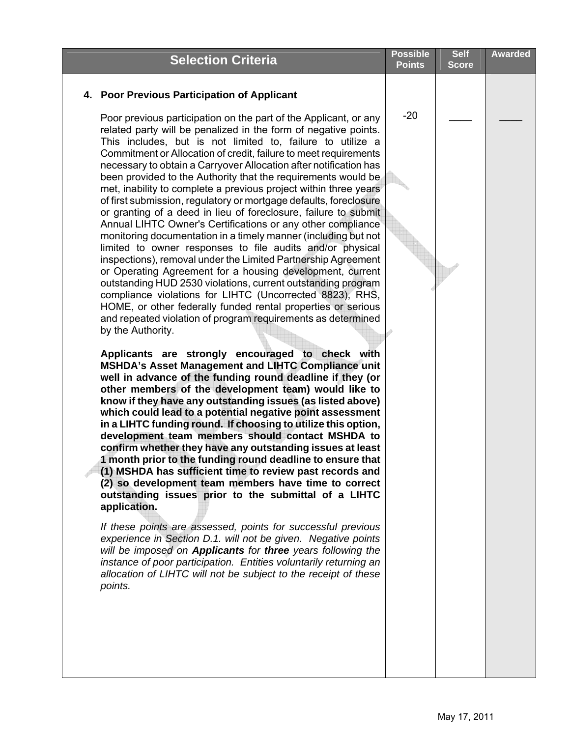| Selection Criteria | Possible Points | Self Score | Awarded |
|---|---|---|---|
| **4. Poor Previous Participation of Applicant**<br><br>Poor previous participation on the part of the Applicant, or any related party will be penalized in the form of negative points. This includes, but is not limited to, failure to utilize a Commitment or Allocation of credit, failure to meet requirements necessary to obtain a Carryover Allocation after notification has been provided to the Authority that the requirements would be met, inability to complete a previous project within three years of first submission, regulatory or mortgage defaults, foreclosure or granting of a deed in lieu of foreclosure, failure to submit Annual LIHTC Owner's Certifications or any other compliance monitoring documentation in a timely manner (including but not limited to owner responses to file audits and/or physical inspections), removal under the Limited Partnership Agreement or Operating Agreement for a housing development, current outstanding HUD 2530 violations, current outstanding program compliance violations for LIHTC (Uncorrected 8823), RHS, HOME, or other federally funded rental properties or serious and repeated violation of program requirements as determined by the Authority.<br><br>**Applicants are strongly encouraged to check with MSHDA's Asset Management and LIHTC Compliance unit well in advance of the funding round deadline if they (or other members of the development team) would like to know if they have any outstanding issues (as listed above) which could lead to a potential negative point assessment in a LIHTC funding round. If choosing to utilize this option, development team members should contact MSHDA to confirm whether they have any outstanding issues at least 1 month prior to the funding round deadline to ensure that (1) MSHDA has sufficient time to review past records and (2) so development team members have time to correct outstanding issues prior to the submittal of a LIHTC application.**<br><br>*If these points are assessed, points for successful previous experience in Section D.1. will not be given. Negative points will be imposed on* ***Applicants*** *for* ***three*** *years following the instance of poor participation. Entities voluntarily returning an allocation of LIHTC will not be subject to the receipt of these points.* | -20 | ____ | ____ |

May 17, 2011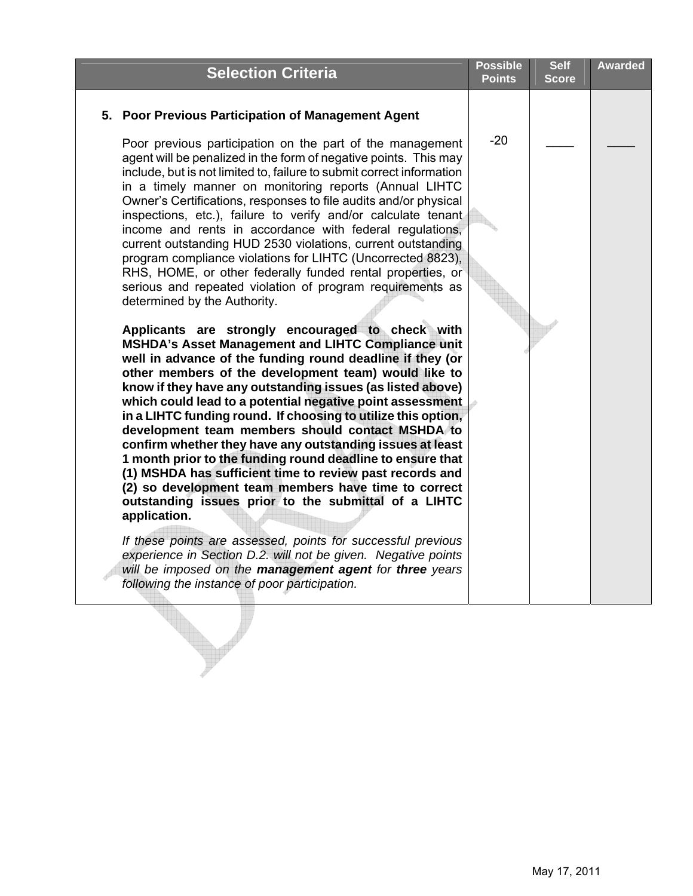| Selection Criteria | Possible Points | Self Score | Awarded |
|---|---|---|---|
| **5. Poor Previous Participation of Management Agent**<br><br>Poor previous participation on the part of the management agent will be penalized in the form of negative points. This may include, but is not limited to, failure to submit correct information in a timely manner on monitoring reports (Annual LIHTC Owner's Certifications, responses to file audits and/or physical inspections, etc.), failure to verify and/or calculate tenant income and rents in accordance with federal regulations, current outstanding HUD 2530 violations, current outstanding program compliance violations for LIHTC (Uncorrected 8823), RHS, HOME, or other federally funded rental properties, or serious and repeated violation of program requirements as determined by the Authority.<br><br>**Applicants are strongly encouraged to check with MSHDA's Asset Management and LIHTC Compliance unit well in advance of the funding round deadline if they (or other members of the development team) would like to know if they have any outstanding issues (as listed above) which could lead to a potential negative point assessment in a LIHTC funding round. If choosing to utilize this option, development team members should contact MSHDA to confirm whether they have any outstanding issues at least 1 month prior to the funding round deadline to ensure that (1) MSHDA has sufficient time to review past records and (2) so development team members have time to correct outstanding issues prior to the submittal of a LIHTC application.**<br><br>*If these points are assessed, points for successful previous experience in Section D.2. will not be given. Negative points will be imposed on the* ***management agent*** *for* ***three*** *years following the instance of poor participation.* | -20 | \_\_\_\_ | \_\_\_\_ |

May 17, 2011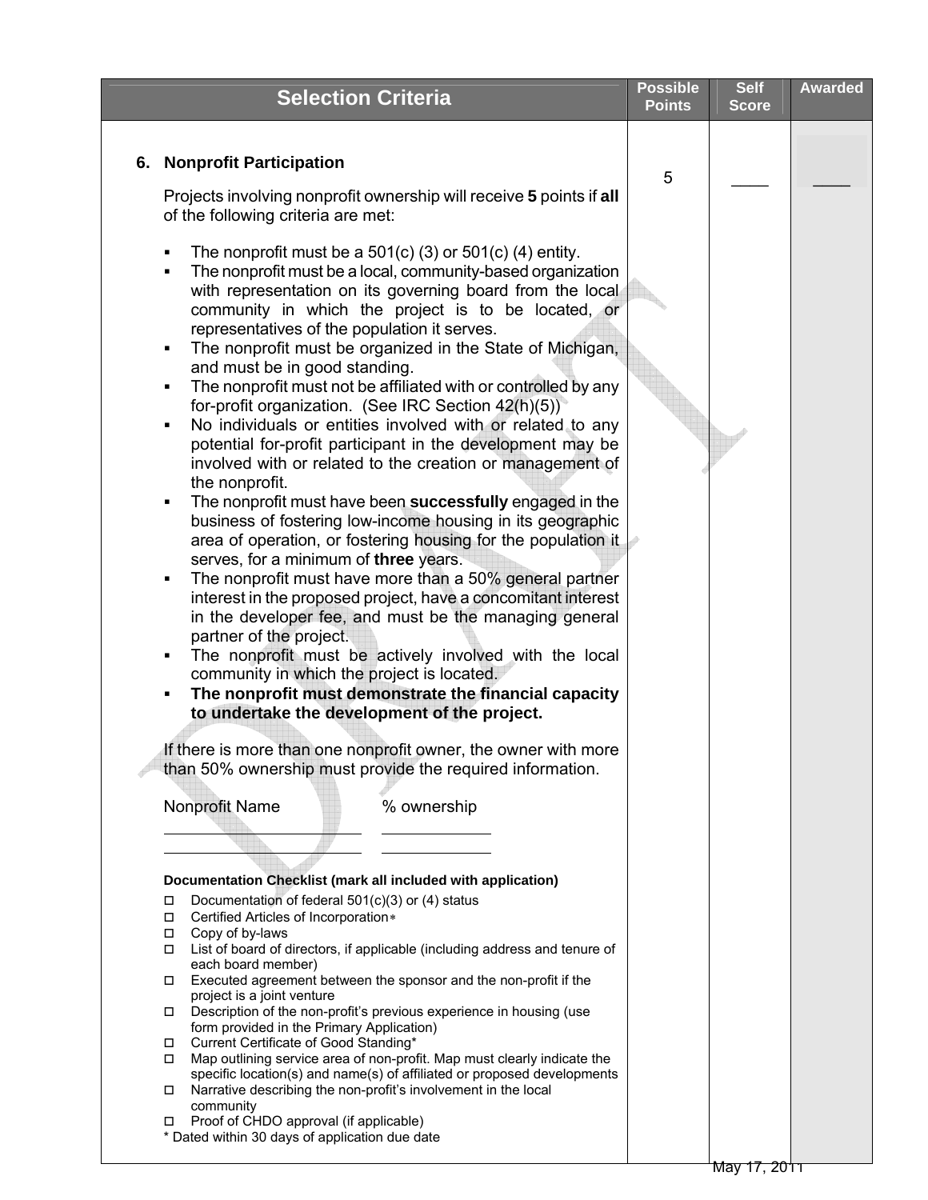| Selection Criteria | Possible Points | Self Score | Awarded |
|---|---|---|---|
| **6. Nonprofit Participation** | 5 | ____ | ____ |

Projects involving nonprofit ownership will receive **5** points if **all** of the following criteria are met:

- The nonprofit must be a 501(c) (3) or 501(c) (4) entity.
- The nonprofit must be a local, community-based organization with representation on its governing board from the local community in which the project is to be located, or representatives of the population it serves.
- The nonprofit must be organized in the State of Michigan, and must be in good standing.
- The nonprofit must not be affiliated with or controlled by any for-profit organization. (See IRC Section 42(h)(5))
- No individuals or entities involved with or related to any potential for-profit participant in the development may be involved with or related to the creation or management of the nonprofit.
- The nonprofit must have been **successfully** engaged in the business of fostering low-income housing in its geographic area of operation, or fostering housing for the population it serves, for a minimum of **three** years.
- The nonprofit must have more than a 50% general partner interest in the proposed project, have a concomitant interest in the developer fee, and must be the managing general partner of the project.
- The nonprofit must be actively involved with the local community in which the project is located.
- **The nonprofit must demonstrate the financial capacity to undertake the development of the project.**

If there is more than one nonprofit owner, the owner with more than 50% ownership must provide the required information.

| Nonprofit Name | % ownership |
|---|---|
| | |
| | |

**Documentation Checklist (mark all included with application)**

- ☐ Documentation of federal 501(c)(3) or (4) status
- ☐ Certified Articles of Incorporation*
- ☐ Copy of by-laws
- ☐ List of board of directors, if applicable (including address and tenure of each board member)
- ☐ Executed agreement between the sponsor and the non-profit if the project is a joint venture
- ☐ Description of the non-profit's previous experience in housing (use form provided in the Primary Application)
- ☐ Current Certificate of Good Standing*
- ☐ Map outlining service area of non-profit. Map must clearly indicate the specific location(s) and name(s) of affiliated or proposed developments
- ☐ Narrative describing the non-profit's involvement in the local community
- ☐ Proof of CHDO approval (if applicable)

\* Dated within 30 days of application due date

May 17, 2011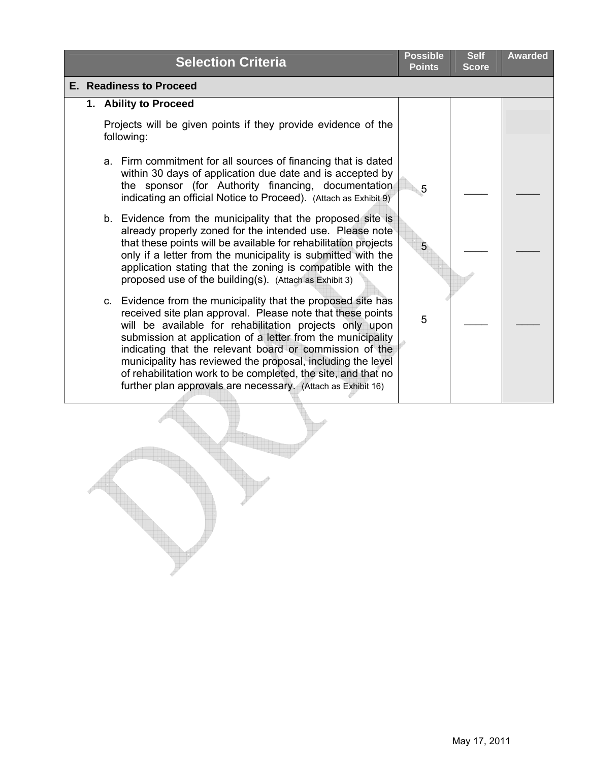| Selection Criteria | Possible Points | Self Score | Awarded |
|---|---|---|---|
| **E. Readiness to Proceed** | | | |
| **1. Ability to Proceed**<br><br>Projects will be given points if they provide evidence of the following: | | | |
| a. Firm commitment for all sources of financing that is dated within 30 days of application due date and is accepted by the sponsor (for Authority financing, documentation indicating an official Notice to Proceed). (Attach as Exhibit 9) | 5 | ____ | ____ |
| b. Evidence from the municipality that the proposed site is already properly zoned for the intended use. Please note that these points will be available for rehabilitation projects only if a letter from the municipality is submitted with the application stating that the zoning is compatible with the proposed use of the building(s). (Attach as Exhibit 3) | 5 | ____ | ____ |
| c. Evidence from the municipality that the proposed site has received site plan approval. Please note that these points will be available for rehabilitation projects only upon submission at application of a letter from the municipality indicating that the relevant board or commission of the municipality has reviewed the proposal, including the level of rehabilitation work to be completed, the site, and that no further plan approvals are necessary. (Attach as Exhibit 16) | 5 | ____ | ____ |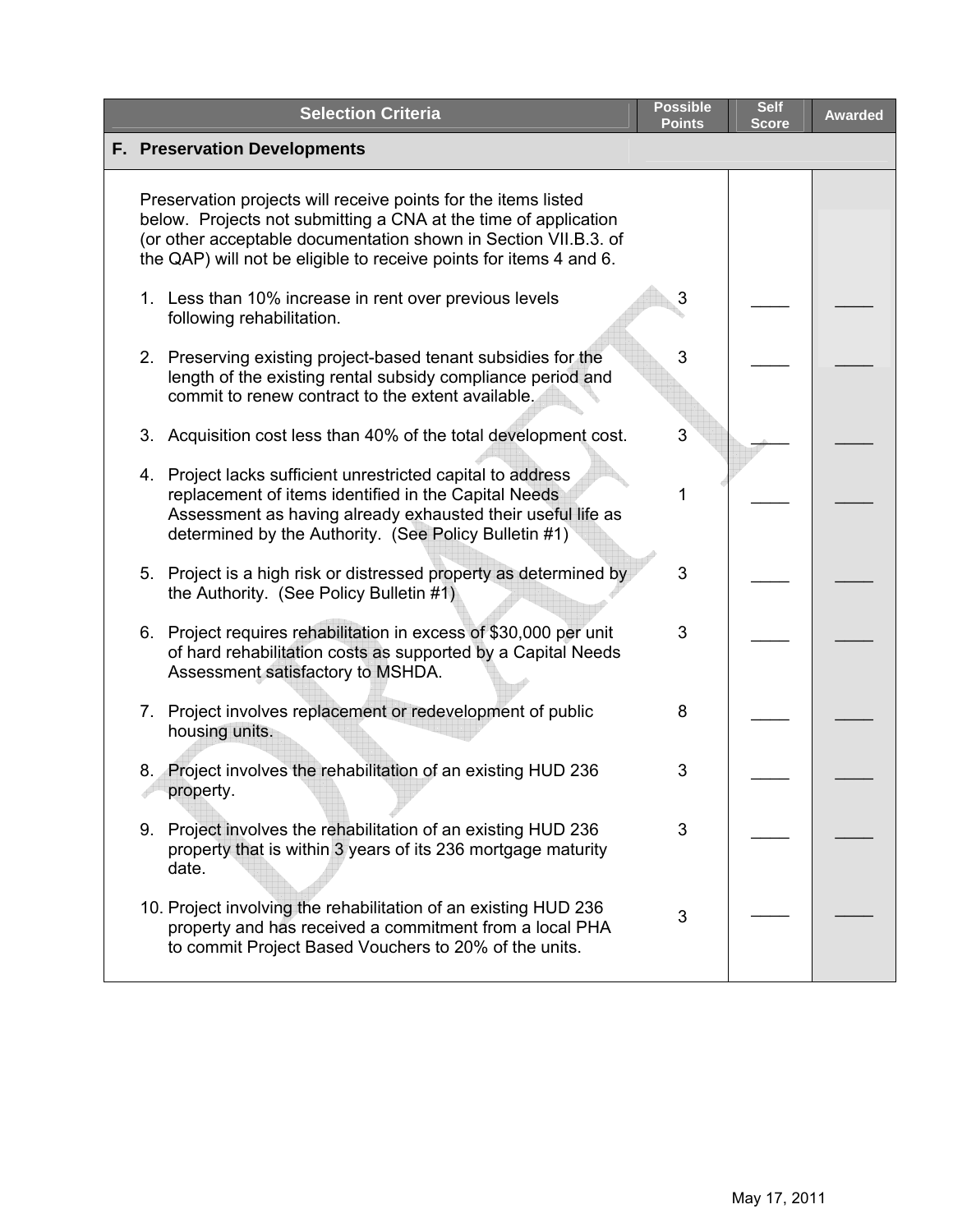| Selection Criteria | Possible Points | Self Score | Awarded |
|---|---|---|---|
| **F. Preservation Developments** | | | |
| Preservation projects will receive points for the items listed below. Projects not submitting a CNA at the time of application (or other acceptable documentation shown in Section VII.B.3. of the QAP) will not be eligible to receive points for items 4 and 6. | | | |
| 1. Less than 10% increase in rent over previous levels following rehabilitation. | 3 | ____ | ____ |
| 2. Preserving existing project-based tenant subsidies for the length of the existing rental subsidy compliance period and commit to renew contract to the extent available. | 3 | ____ | ____ |
| 3. Acquisition cost less than 40% of the total development cost. | 3 | ____ | ____ |
| 4. Project lacks sufficient unrestricted capital to address replacement of items identified in the Capital Needs Assessment as having already exhausted their useful life as determined by the Authority. (See Policy Bulletin #1) | 1 | ____ | ____ |
| 5. Project is a high risk or distressed property as determined by the Authority. (See Policy Bulletin #1) | 3 | ____ | ____ |
| 6. Project requires rehabilitation in excess of $30,000 per unit of hard rehabilitation costs as supported by a Capital Needs Assessment satisfactory to MSHDA. | 3 | ____ | ____ |
| 7. Project involves replacement or redevelopment of public housing units. | 8 | ____ | ____ |
| 8. Project involves the rehabilitation of an existing HUD 236 property. | 3 | ____ | ____ |
| 9. Project involves the rehabilitation of an existing HUD 236 property that is within 3 years of its 236 mortgage maturity date. | 3 | ____ | ____ |
| 10. Project involving the rehabilitation of an existing HUD 236 property and has received a commitment from a local PHA to commit Project Based Vouchers to 20% of the units. | 3 | ____ | ____ |

May 17, 2011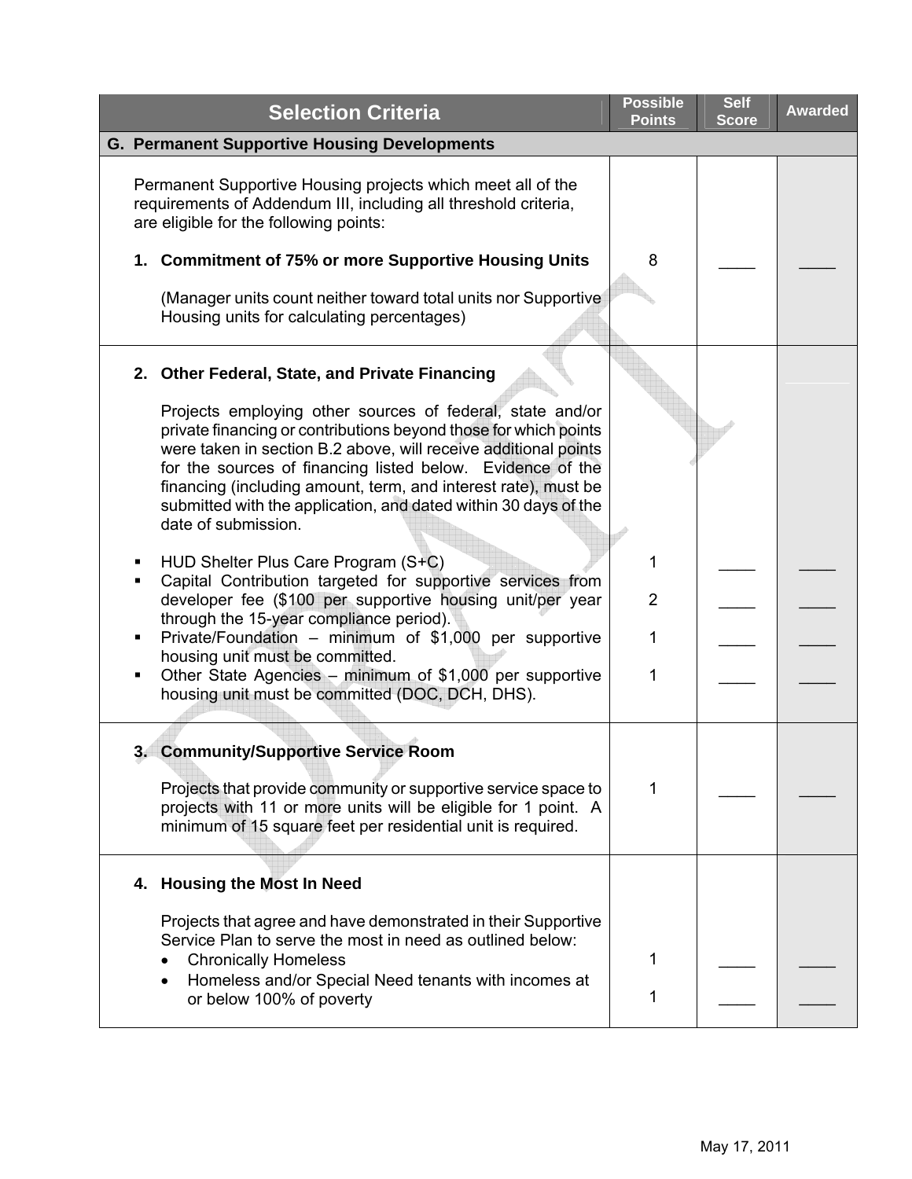| Selection Criteria | Possible Points | Self Score | Awarded |
|---|---|---|---|
| **G. Permanent Supportive Housing Developments** | | | |
| Permanent Supportive Housing projects which meet all of the requirements of Addendum III, including all threshold criteria, are eligible for the following points: | | | |
| **1. Commitment of 75% or more Supportive Housing Units** | 8 | ____ | ____ |
| (Manager units count neither toward total units nor Supportive Housing units for calculating percentages) | | | |
| **2. Other Federal, State, and Private Financing** | | | |
| Projects employing other sources of federal, state and/or private financing or contributions beyond those for which points were taken in section B.2 above, will receive additional points for the sources of financing listed below. Evidence of the financing (including amount, term, and interest rate), must be submitted with the application, and dated within 30 days of the date of submission. | | | |
| ▪ HUD Shelter Plus Care Program (S+C) | 1 | ____ | ____ |
| ▪ Capital Contribution targeted for supportive services from developer fee ($100 per supportive housing unit/per year through the 15-year compliance period). | 2 | ____ | ____ |
| ▪ Private/Foundation – minimum of $1,000 per supportive housing unit must be committed. | 1 | ____ | ____ |
| ▪ Other State Agencies – minimum of $1,000 per supportive housing unit must be committed (DOC, DCH, DHS). | 1 | ____ | ____ |
| **3. Community/Supportive Service Room** | | | |
| Projects that provide community or supportive service space to projects with 11 or more units will be eligible for 1 point. A minimum of 15 square feet per residential unit is required. | 1 | ____ | ____ |
| **4. Housing the Most In Need** | | | |
| Projects that agree and have demonstrated in their Supportive Service Plan to serve the most in need as outlined below: | | | |
| • Chronically Homeless | 1 | ____ | ____ |
| • Homeless and/or Special Need tenants with incomes at or below 100% of poverty | 1 | ____ | ____ |

May 17, 2011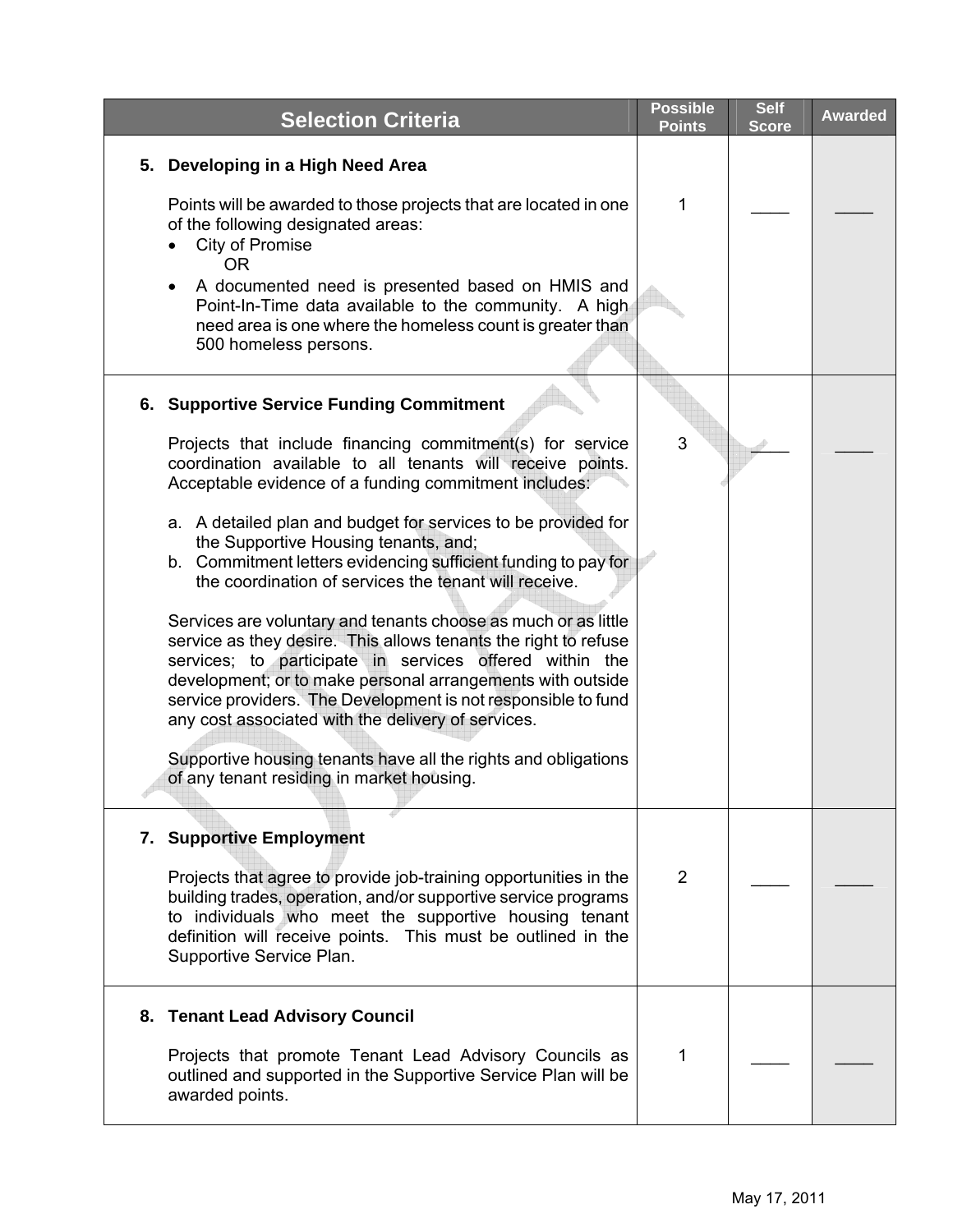| Selection Criteria | Possible Points | Self Score | Awarded |
|---|---|---|---|
| **5. Developing in a High Need Area**<br><br>Points will be awarded to those projects that are located in one of the following designated areas:<br>• City of Promise<br>OR<br>• A documented need is presented based on HMIS and Point-In-Time data available to the community. A high need area is one where the homeless count is greater than 500 homeless persons. | 1 | ____ | ____ |
| **6. Supportive Service Funding Commitment**<br><br>Projects that include financing commitment(s) for service coordination available to all tenants will receive points. Acceptable evidence of a funding commitment includes:<br><br>a. A detailed plan and budget for services to be provided for the Supportive Housing tenants, and;<br>b. Commitment letters evidencing sufficient funding to pay for the coordination of services the tenant will receive.<br><br>Services are voluntary and tenants choose as much or as little service as they desire. This allows tenants the right to refuse services; to participate in services offered within the development; or to make personal arrangements with outside service providers. The Development is not responsible to fund any cost associated with the delivery of services.<br><br>Supportive housing tenants have all the rights and obligations of any tenant residing in market housing. | 3 | ____ | ____ |
| **7. Supportive Employment**<br><br>Projects that agree to provide job-training opportunities in the building trades, operation, and/or supportive service programs to individuals who meet the supportive housing tenant definition will receive points. This must be outlined in the Supportive Service Plan. | 2 | ____ | ____ |
| **8. Tenant Lead Advisory Council**<br><br>Projects that promote Tenant Lead Advisory Councils as outlined and supported in the Supportive Service Plan will be awarded points. | 1 | ____ | ____ |

May 17, 2011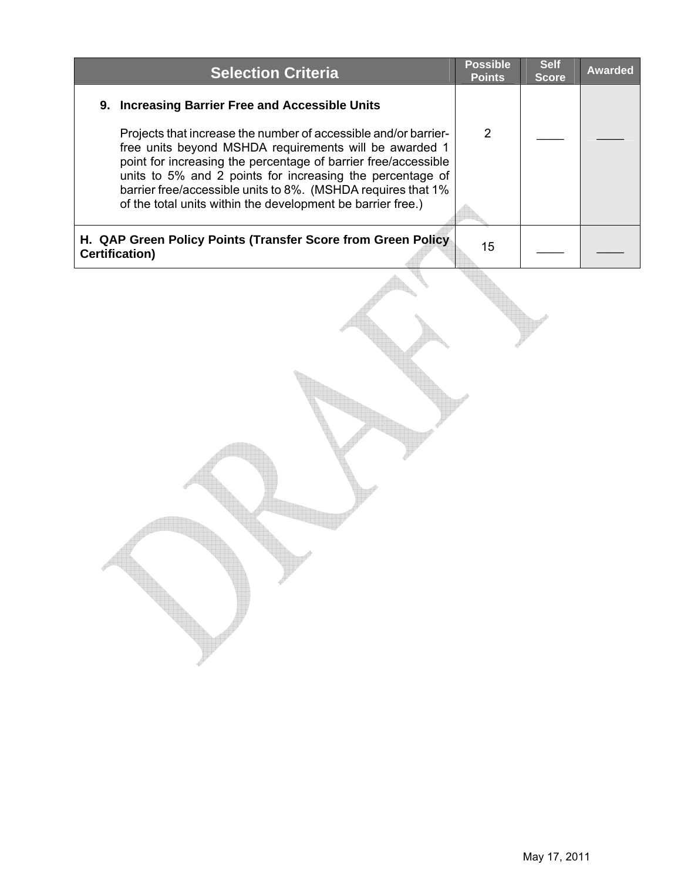| Selection Criteria | Possible Points | Self Score | Awarded |
|---|---|---|---|
| **9. Increasing Barrier Free and Accessible Units**<br><br>Projects that increase the number of accessible and/or barrier-free units beyond MSHDA requirements will be awarded 1 point for increasing the percentage of barrier free/accessible units to 5% and 2 points for increasing the percentage of barrier free/accessible units to 8%. (MSHDA requires that 1% of the total units within the development be barrier free.) | 2 | ____ | ____ |
| **H. QAP Green Policy Points (Transfer Score from Green Policy Certification)** | 15 | ____ | ____ |

May 17, 2011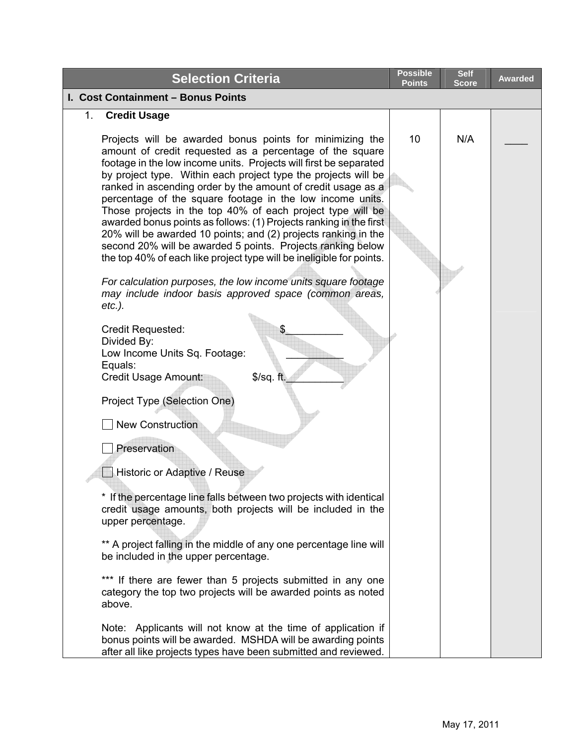| Selection Criteria | Possible Points | Self Score | Awarded |
|---|---|---|---|
| **I. Cost Containment – Bonus Points** | | | |
| 1. **Credit Usage**<br><br>Projects will be awarded bonus points for minimizing the amount of credit requested as a percentage of the square footage in the low income units. Projects will first be separated by project type. Within each project type the projects will be ranked in ascending order by the amount of credit usage as a percentage of the square footage in the low income units. Those projects in the top 40% of each project type will be awarded bonus points as follows: (1) Projects ranking in the first 20% will be awarded 10 points; and (2) projects ranking in the second 20% will be awarded 5 points. Projects ranking below the top 40% of each like project type will be ineligible for points.<br><br>*For calculation purposes, the low income units square footage may include indoor basis approved space (common areas, etc.).*<br><br>Credit Requested: $__________<br>Divided By:<br>Low Income Units Sq. Footage: __________<br>Equals:<br>Credit Usage Amount: $/sq. ft.__________<br><br>Project Type (Selection One)<br><br>☐ New Construction<br><br>☐ Preservation<br><br>☐ Historic or Adaptive / Reuse<br><br>* If the percentage line falls between two projects with identical credit usage amounts, both projects will be included in the upper percentage.<br><br>** A project falling in the middle of any one percentage line will be included in the upper percentage.<br><br>*** If there are fewer than 5 projects submitted in any one category the top two projects will be awarded points as noted above.<br><br>Note: Applicants will not know at the time of application if bonus points will be awarded. MSHDA will be awarding points after all like projects types have been submitted and reviewed. | 10 | N/A | ____ |

May 17, 2011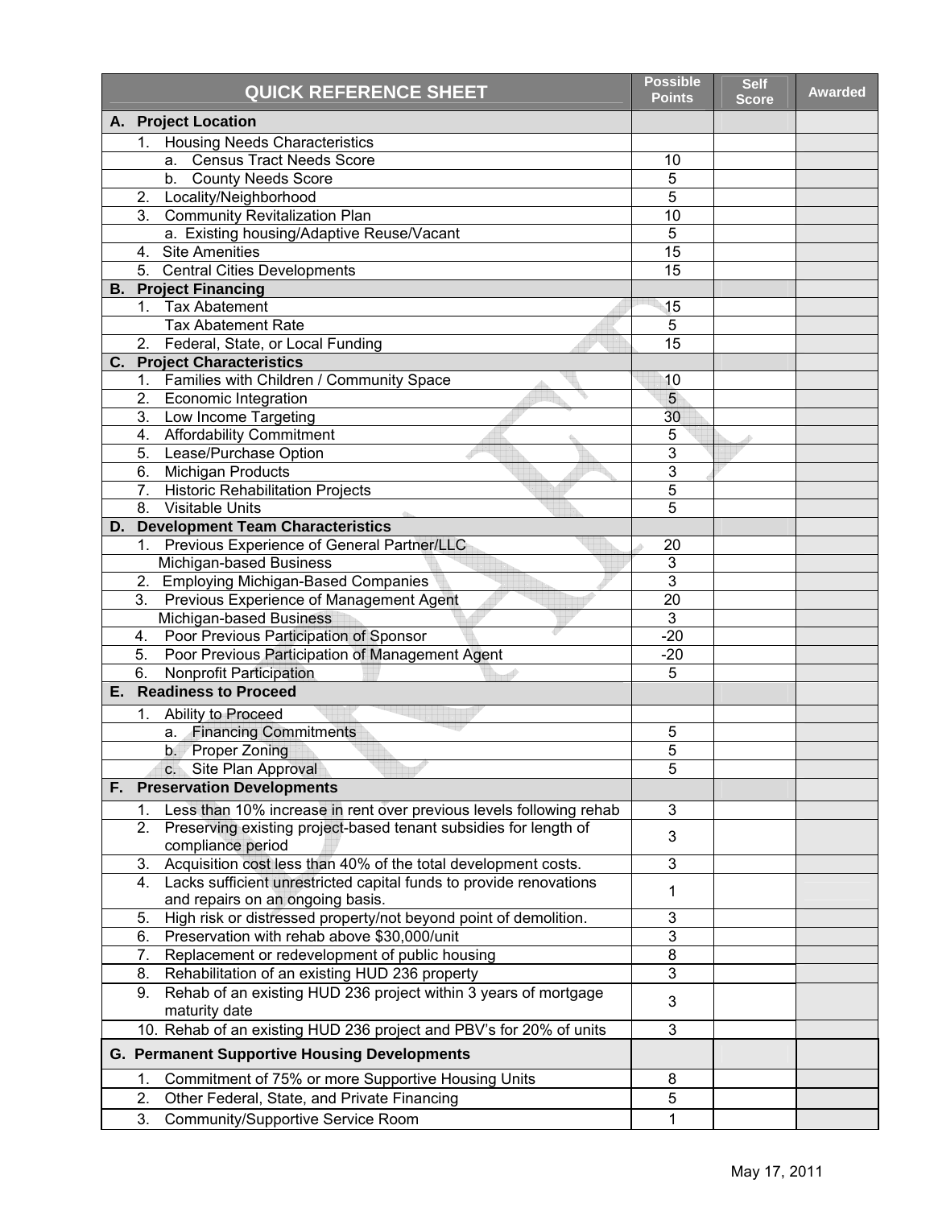| QUICK REFERENCE SHEET | Possible Points | Self Score | Awarded |
|---|---|---|---|
| **A. Project Location** | | | |
| 1. Housing Needs Characteristics | | | |
| a. Census Tract Needs Score | 10 | | |
| b. County Needs Score | 5 | | |
| 2. Locality/Neighborhood | 5 | | |
| 3. Community Revitalization Plan | 10 | | |
| a. Existing housing/Adaptive Reuse/Vacant | 5 | | |
| 4. Site Amenities | 15 | | |
| 5. Central Cities Developments | 15 | | |
| **B. Project Financing** | | | |
| 1. Tax Abatement | 15 | | |
| Tax Abatement Rate | 5 | | |
| 2. Federal, State, or Local Funding | 15 | | |
| **C. Project Characteristics** | | | |
| 1. Families with Children / Community Space | 10 | | |
| 2. Economic Integration | 5 | | |
| 3. Low Income Targeting | 30 | | |
| 4. Affordability Commitment | 5 | | |
| 5. Lease/Purchase Option | 3 | | |
| 6. Michigan Products | 3 | | |
| 7. Historic Rehabilitation Projects | 5 | | |
| 8. Visitable Units | 5 | | |
| **D. Development Team Characteristics** | | | |
| 1. Previous Experience of General Partner/LLC | 20 | | |
| Michigan-based Business | 3 | | |
| 2. Employing Michigan-Based Companies | 3 | | |
| 3. Previous Experience of Management Agent | 20 | | |
| Michigan-based Business | 3 | | |
| 4. Poor Previous Participation of Sponsor | -20 | | |
| 5. Poor Previous Participation of Management Agent | -20 | | |
| 6. Nonprofit Participation | 5 | | |
| **E. Readiness to Proceed** | | | |
| 1. Ability to Proceed | | | |
| a. Financing Commitments | 5 | | |
| b. Proper Zoning | 5 | | |
| c. Site Plan Approval | 5 | | |
| **F. Preservation Developments** | | | |
| 1. Less than 10% increase in rent over previous levels following rehab | 3 | | |
| 2. Preserving existing project-based tenant subsidies for length of compliance period | 3 | | |
| 3. Acquisition cost less than 40% of the total development costs. | 3 | | |
| 4. Lacks sufficient unrestricted capital funds to provide renovations and repairs on an ongoing basis. | 1 | | |
| 5. High risk or distressed property/not beyond point of demolition. | 3 | | |
| 6. Preservation with rehab above $30,000/unit | 3 | | |
| 7. Replacement or redevelopment of public housing | 8 | | |
| 8. Rehabilitation of an existing HUD 236 property | 3 | | |
| 9. Rehab of an existing HUD 236 project within 3 years of mortgage maturity date | 3 | | |
| 10. Rehab of an existing HUD 236 project and PBV's for 20% of units | 3 | | |
| **G. Permanent Supportive Housing Developments** | | | |
| 1. Commitment of 75% or more Supportive Housing Units | 8 | | |
| 2. Other Federal, State, and Private Financing | 5 | | |
| 3. Community/Supportive Service Room | 1 | | |

May 17, 2011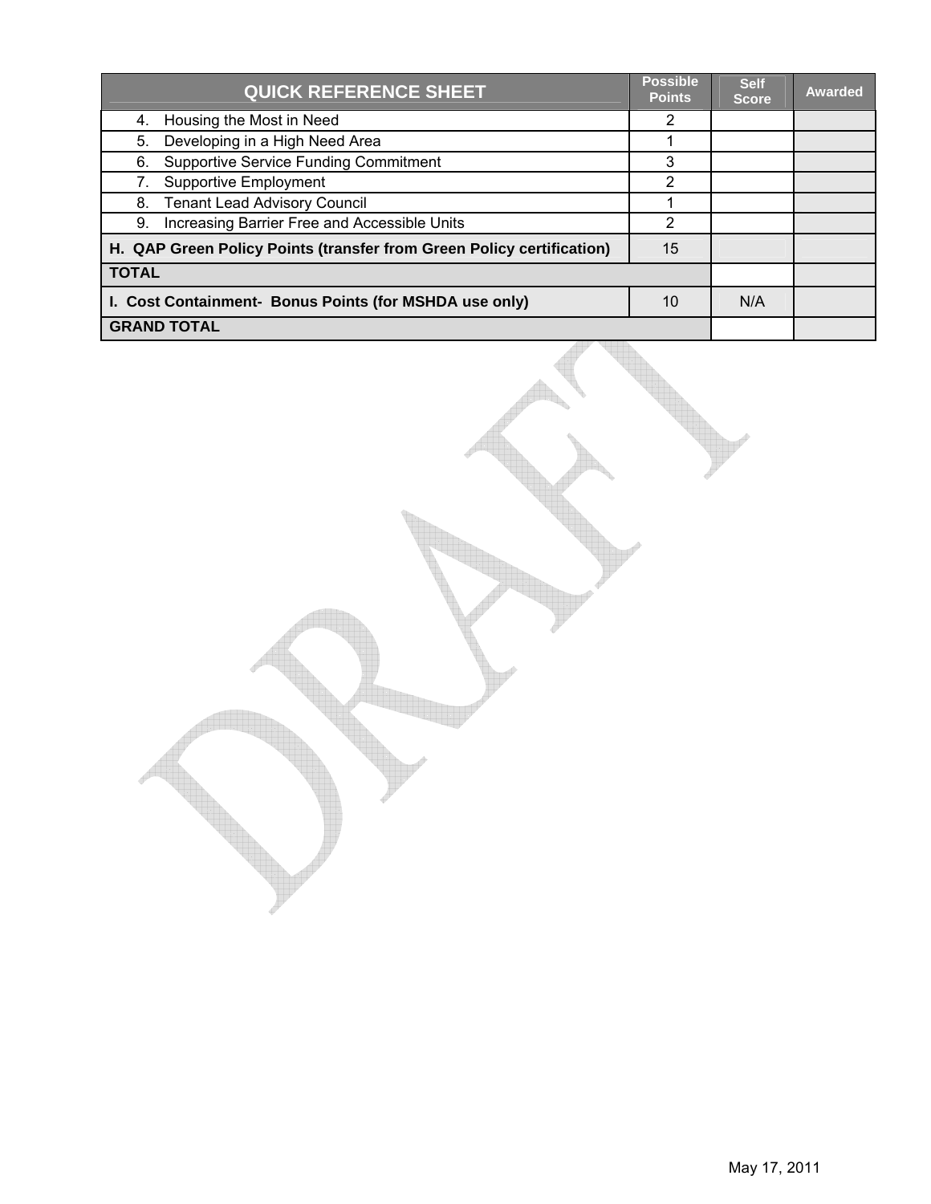| QUICK REFERENCE SHEET | Possible Points | Self Score | Awarded |
|---|---|---|---|
| 4. Housing the Most in Need | 2 | | |
| 5. Developing in a High Need Area | 1 | | |
| 6. Supportive Service Funding Commitment | 3 | | |
| 7. Supportive Employment | 2 | | |
| 8. Tenant Lead Advisory Council | 1 | | |
| 9. Increasing Barrier Free and Accessible Units | 2 | | |
| **H. QAP Green Policy Points (transfer from Green Policy certification)** | 15 | | |
| **TOTAL** | | | |
| **I. Cost Containment- Bonus Points (for MSHDA use only)** | 10 | N/A | |
| **GRAND TOTAL** | | | |

May 17, 2011